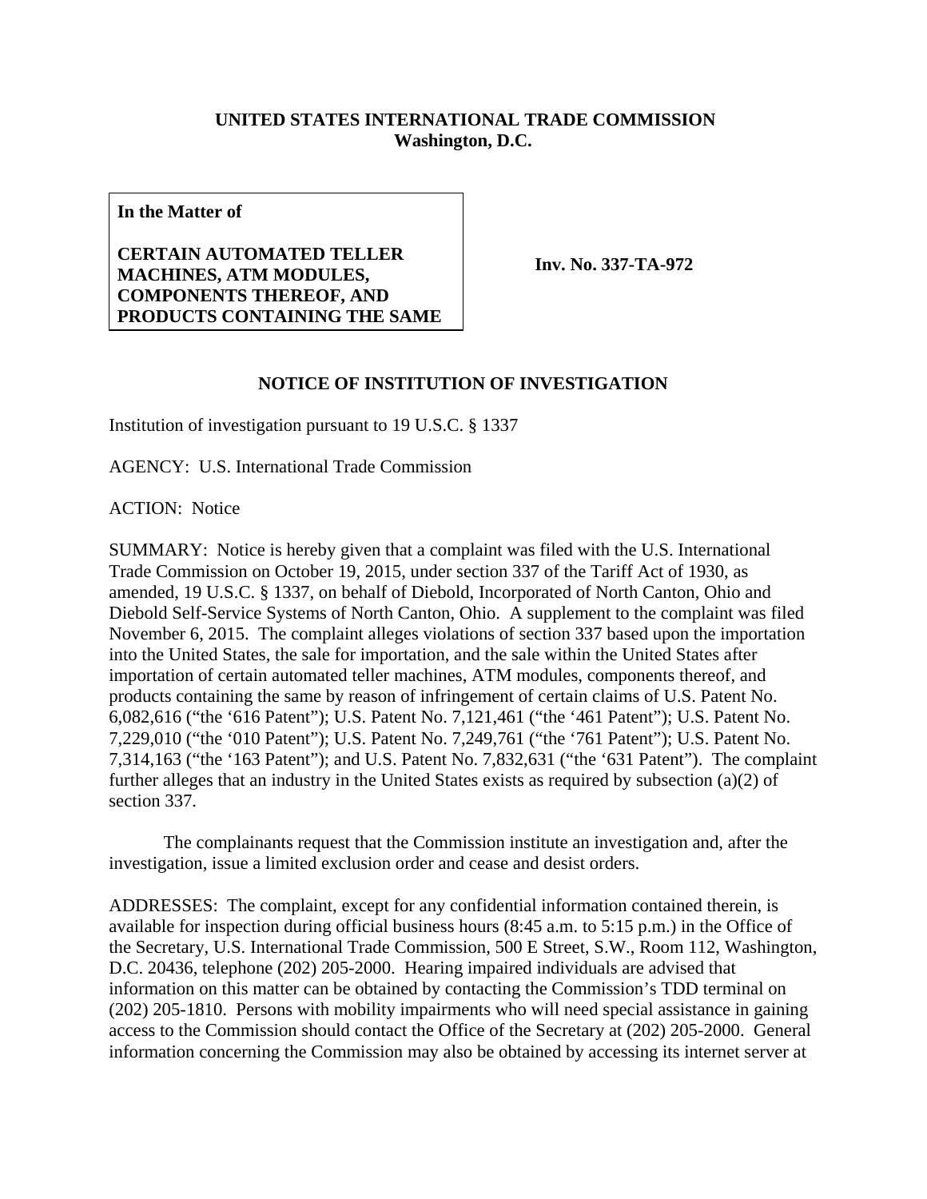**UNITED STATES INTERNATIONAL TRADE COMMISSION**
**Washington, D.C.**

| **In the Matter of**<br><br>**CERTAIN AUTOMATED TELLER MACHINES, ATM MODULES, COMPONENTS THEREOF, AND PRODUCTS CONTAINING THE SAME** | **Inv. No. 337-TA-972** |
|---|---|

## NOTICE OF INSTITUTION OF INVESTIGATION

Institution of investigation pursuant to 19 U.S.C. § 1337

AGENCY: U.S. International Trade Commission

ACTION: Notice

SUMMARY: Notice is hereby given that a complaint was filed with the U.S. International Trade Commission on October 19, 2015, under section 337 of the Tariff Act of 1930, as amended, 19 U.S.C. § 1337, on behalf of Diebold, Incorporated of North Canton, Ohio and Diebold Self-Service Systems of North Canton, Ohio. A supplement to the complaint was filed November 6, 2015. The complaint alleges violations of section 337 based upon the importation into the United States, the sale for importation, and the sale within the United States after importation of certain automated teller machines, ATM modules, components thereof, and products containing the same by reason of infringement of certain claims of U.S. Patent No. 6,082,616 ("the '616 Patent"); U.S. Patent No. 7,121,461 ("the '461 Patent"); U.S. Patent No. 7,229,010 ("the '010 Patent"); U.S. Patent No. 7,249,761 ("the '761 Patent"); U.S. Patent No. 7,314,163 ("the '163 Patent"); and U.S. Patent No. 7,832,631 ("the '631 Patent"). The complaint further alleges that an industry in the United States exists as required by subsection (a)(2) of section 337.

The complainants request that the Commission institute an investigation and, after the investigation, issue a limited exclusion order and cease and desist orders.

ADDRESSES: The complaint, except for any confidential information contained therein, is available for inspection during official business hours (8:45 a.m. to 5:15 p.m.) in the Office of the Secretary, U.S. International Trade Commission, 500 E Street, S.W., Room 112, Washington, D.C. 20436, telephone (202) 205-2000. Hearing impaired individuals are advised that information on this matter can be obtained by contacting the Commission's TDD terminal on (202) 205-1810. Persons with mobility impairments who will need special assistance in gaining access to the Commission should contact the Office of the Secretary at (202) 205-2000. General information concerning the Commission may also be obtained by accessing its internet server at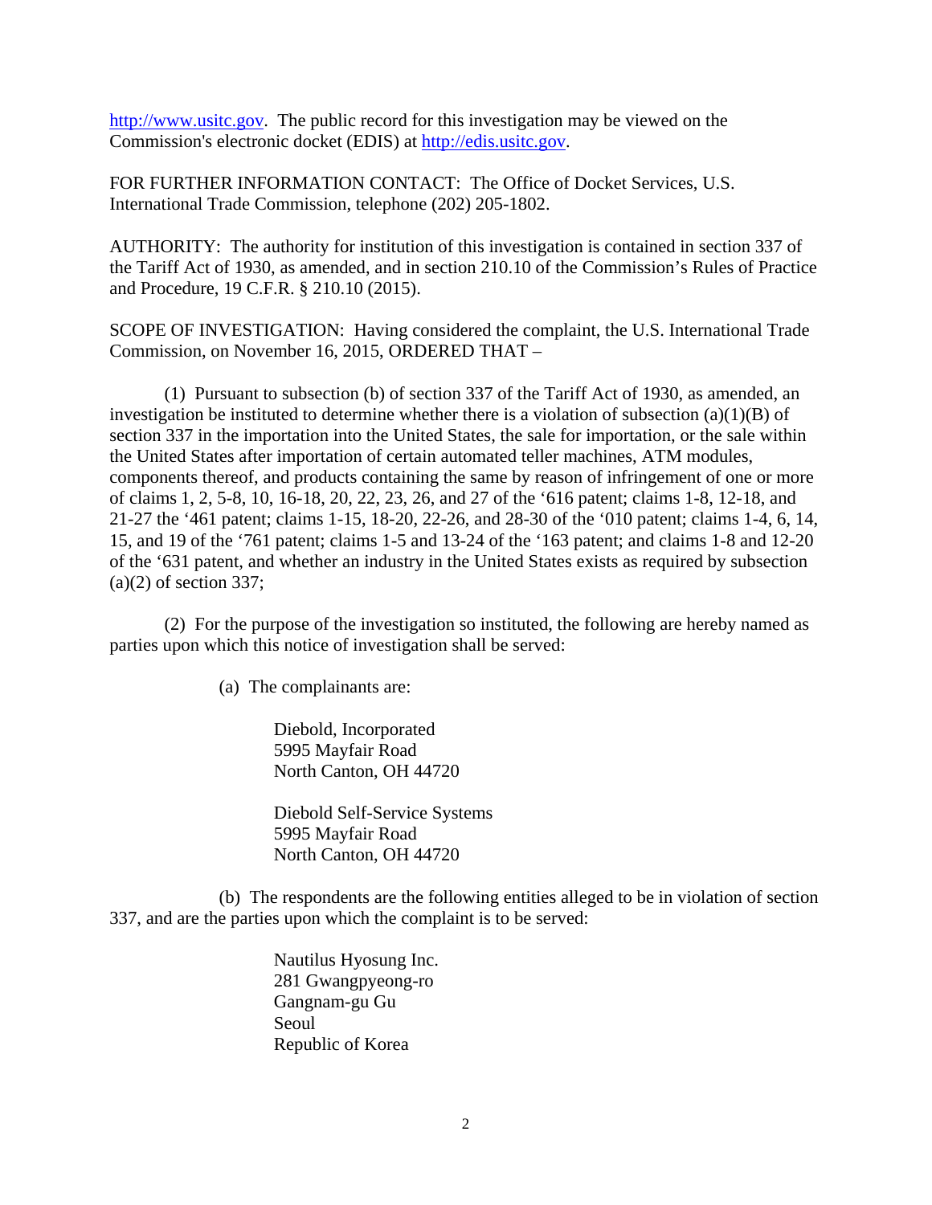http://www.usitc.gov. The public record for this investigation may be viewed on the Commission's electronic docket (EDIS) at http://edis.usitc.gov.

FOR FURTHER INFORMATION CONTACT: The Office of Docket Services, U.S. International Trade Commission, telephone (202) 205-1802.

AUTHORITY: The authority for institution of this investigation is contained in section 337 of the Tariff Act of 1930, as amended, and in section 210.10 of the Commission's Rules of Practice and Procedure, 19 C.F.R. § 210.10 (2015).

SCOPE OF INVESTIGATION: Having considered the complaint, the U.S. International Trade Commission, on November 16, 2015, ORDERED THAT –

(1) Pursuant to subsection (b) of section 337 of the Tariff Act of 1930, as amended, an investigation be instituted to determine whether there is a violation of subsection (a)(1)(B) of section 337 in the importation into the United States, the sale for importation, or the sale within the United States after importation of certain automated teller machines, ATM modules, components thereof, and products containing the same by reason of infringement of one or more of claims 1, 2, 5-8, 10, 16-18, 20, 22, 23, 26, and 27 of the '616 patent; claims 1-8, 12-18, and 21-27 the '461 patent; claims 1-15, 18-20, 22-26, and 28-30 of the '010 patent; claims 1-4, 6, 14, 15, and 19 of the '761 patent; claims 1-5 and 13-24 of the '163 patent; and claims 1-8 and 12-20 of the '631 patent, and whether an industry in the United States exists as required by subsection (a)(2) of section 337;

(2) For the purpose of the investigation so instituted, the following are hereby named as parties upon which this notice of investigation shall be served:

(a) The complainants are:

Diebold, Incorporated
5995 Mayfair Road
North Canton, OH 44720

Diebold Self-Service Systems
5995 Mayfair Road
North Canton, OH 44720

(b) The respondents are the following entities alleged to be in violation of section 337, and are the parties upon which the complaint is to be served:

Nautilus Hyosung Inc.
281 Gwangpyeong-ro
Gangnam-gu Gu
Seoul
Republic of Korea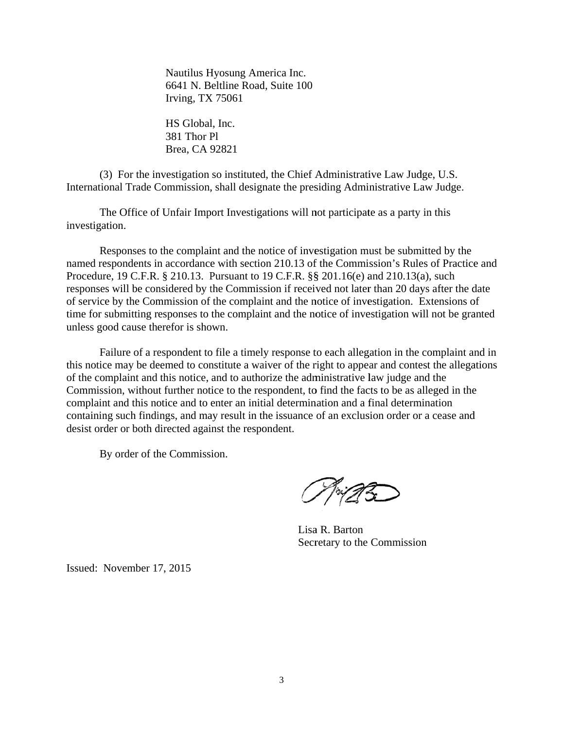Nautilus Hyosung America Inc.
6641 N. Beltline Road, Suite 100
Irving, TX 75061

HS Global, Inc.
381 Thor Pl
Brea, CA 92821

(3) For the investigation so instituted, the Chief Administrative Law Judge, U.S. International Trade Commission, shall designate the presiding Administrative Law Judge.

The Office of Unfair Import Investigations will not participate as a party in this investigation.

Responses to the complaint and the notice of investigation must be submitted by the named respondents in accordance with section 210.13 of the Commission's Rules of Practice and Procedure, 19 C.F.R. § 210.13. Pursuant to 19 C.F.R. §§ 201.16(e) and 210.13(a), such responses will be considered by the Commission if received not later than 20 days after the date of service by the Commission of the complaint and the notice of investigation. Extensions of time for submitting responses to the complaint and the notice of investigation will not be granted unless good cause therefor is shown.

Failure of a respondent to file a timely response to each allegation in the complaint and in this notice may be deemed to constitute a waiver of the right to appear and contest the allegations of the complaint and this notice, and to authorize the administrative law judge and the Commission, without further notice to the respondent, to find the facts to be as alleged in the complaint and this notice and to enter an initial determination and a final determination containing such findings, and may result in the issuance of an exclusion order or a cease and desist order or both directed against the respondent.

By order of the Commission.

Lisa R. Barton
Secretary to the Commission

Issued: November 17, 2015